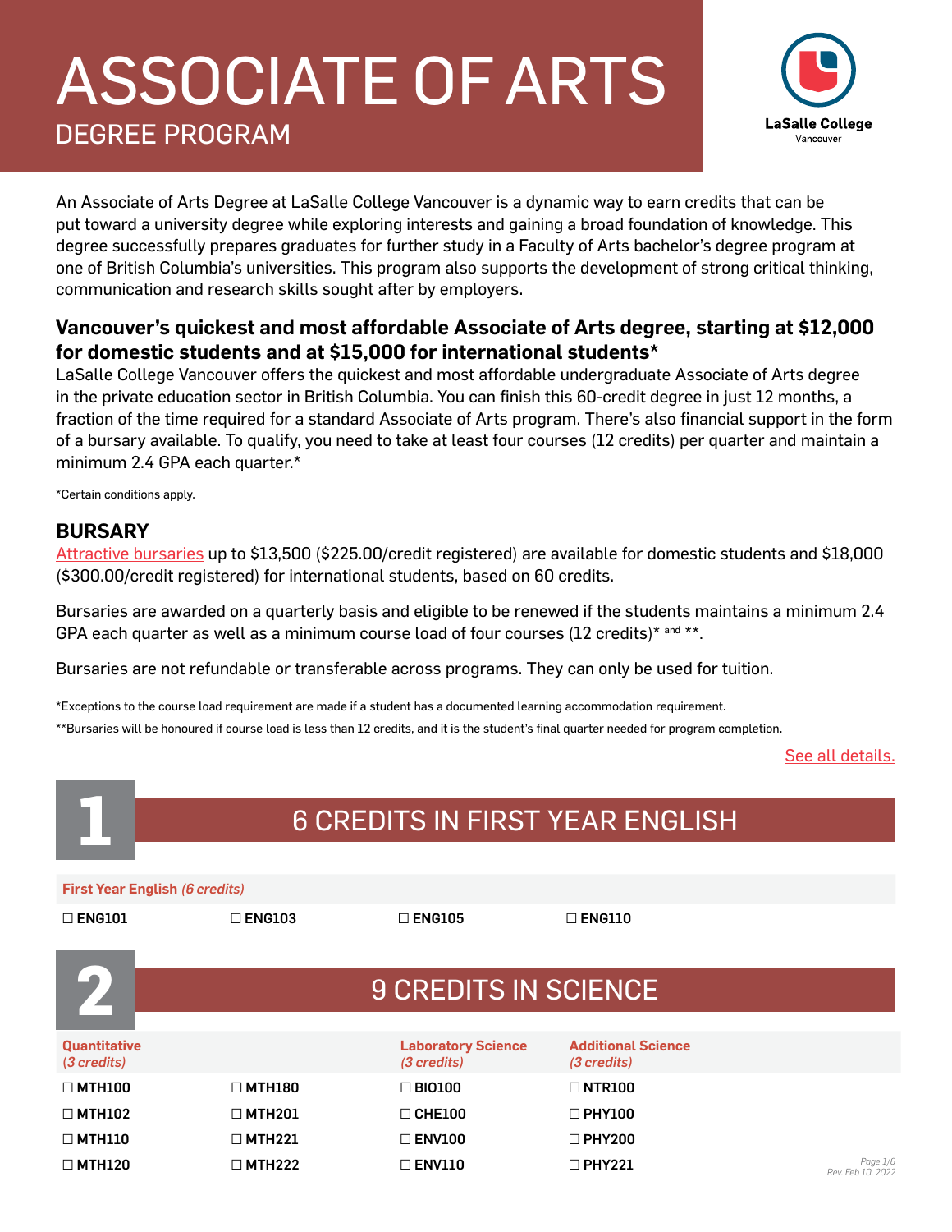# ASSOCIATE OF ARTS

## DEGREE PROGRAM

LaSalle College Vancouver

An Associate of Arts Degree at LaSalle College Vancouver is a dynamic way to earn credits that can be put toward a university degree while exploring interests and gaining a broad foundation of knowledge. This degree successfully prepares graduates for further study in a Faculty of Arts bachelor's degree program at one of British Columbia's universities. This program also supports the development of strong critical thinking, communication and research skills sought after by employers.

### Vancouver's quickest and most affordable Associate of Arts degree, starting at $12,000 for domestic students and at $15,000 for international students*

LaSalle College Vancouver offers the quickest and most affordable undergraduate Associate of Arts degree in the private education sector in British Columbia. You can finish this 60-credit degree in just 12 months, a fraction of the time required for a standard Associate of Arts program. There's also financial support in the form of a bursary available. To qualify, you need to take at least four courses (12 credits) per quarter and maintain a minimum 2.4 GPA each quarter.*

*Certain conditions apply.

### BURSARY

Attractive bursaries up to $13,500 ($225.00/credit registered) are available for domestic students and $18,000 ($300.00/credit registered) for international students, based on 60 credits.

Bursaries are awarded on a quarterly basis and eligible to be renewed if the students maintains a minimum 2.4 GPA each quarter as well as a minimum course load of four courses (12 credits)* and **.

Bursaries are not refundable or transferable across programs. They can only be used for tuition.

*Exceptions to the course load requirement are made if a student has a documented learning accommodation requirement.

**Bursaries will be honoured if course load is less than 12 credits, and it is the student's final quarter needed for program completion.

See all details.

## 1 6 CREDITS IN FIRST YEAR ENGLISH

**First Year English** *(6 credits)*

| | | | |
|---|---|---|---|
| ☐ ENG101 | ☐ ENG103 | ☐ ENG105 | ☐ ENG110 |

## 2 9 CREDITS IN SCIENCE

| Quantitative *(3 credits)* | | Laboratory Science *(3 credits)* | Additional Science *(3 credits)* |
|---|---|---|---|
| ☐ MTH100 | ☐ MTH180 | ☐ BIO100 | ☐ NTR100 |
| ☐ MTH102 | ☐ MTH201 | ☐ CHE100 | ☐ PHY100 |
| ☐ MTH110 | ☐ MTH221 | ☐ ENV100 | ☐ PHY200 |
| ☐ MTH120 | ☐ MTH222 | ☐ ENV110 | ☐ PHY221 |

Rev. Feb 10, 2022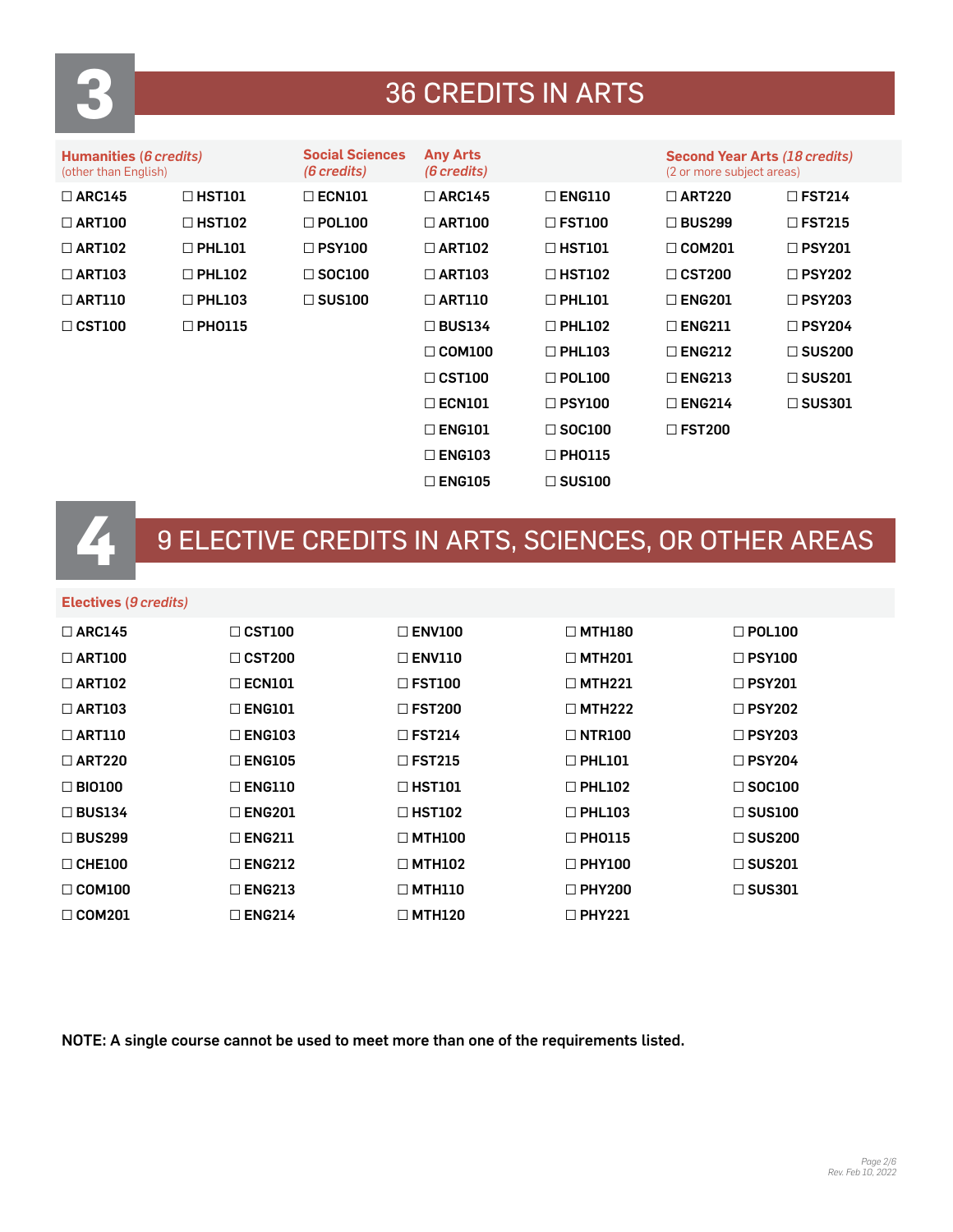# 3 — 36 CREDITS IN ARTS

| **Humanities** (*6 credits*) (other than English) | | **Social Sciences** (*6 credits*) | **Any Arts** (*6 credits*) | | **Second Year Arts** (*18 credits*) (2 or more subject areas) | |
|---|---|---|---|---|---|---|
| ☐ ARC145 | ☐ HST101 | ☐ ECN101 | ☐ ARC145 | ☐ ENG110 | ☐ ART220 | ☐ FST214 |
| ☐ ART100 | ☐ HST102 | ☐ POL100 | ☐ ART100 | ☐ FST100 | ☐ BUS299 | ☐ FST215 |
| ☐ ART102 | ☐ PHL101 | ☐ PSY100 | ☐ ART102 | ☐ HST101 | ☐ COM201 | ☐ PSY201 |
| ☐ ART103 | ☐ PHL102 | ☐ SOC100 | ☐ ART103 | ☐ HST102 | ☐ CST200 | ☐ PSY202 |
| ☐ ART110 | ☐ PHL103 | ☐ SUS100 | ☐ ART110 | ☐ PHL101 | ☐ ENG201 | ☐ PSY203 |
| ☐ CST100 | ☐ PHO115 | | ☐ BUS134 | ☐ PHL102 | ☐ ENG211 | ☐ PSY204 |
| | | | ☐ COM100 | ☐ PHL103 | ☐ ENG212 | ☐ SUS200 |
| | | | ☐ CST100 | ☐ POL100 | ☐ ENG213 | ☐ SUS201 |
| | | | ☐ ECN101 | ☐ PSY100 | ☐ ENG214 | ☐ SUS301 |
| | | | ☐ ENG101 | ☐ SOC100 | ☐ FST200 | |
| | | | ☐ ENG103 | ☐ PHO115 | | |
| | | | ☐ ENG105 | ☐ SUS100 | | |

# 4 — 9 ELECTIVE CREDITS IN ARTS, SCIENCES, OR OTHER AREAS

| **Electives** (*9 credits*) | | | | |
|---|---|---|---|---|
| ☐ ARC145 | ☐ CST100 | ☐ ENV100 | ☐ MTH180 | ☐ POL100 |
| ☐ ART100 | ☐ CST200 | ☐ ENV110 | ☐ MTH201 | ☐ PSY100 |
| ☐ ART102 | ☐ ECN101 | ☐ FST100 | ☐ MTH221 | ☐ PSY201 |
| ☐ ART103 | ☐ ENG101 | ☐ FST200 | ☐ MTH222 | ☐ PSY202 |
| ☐ ART110 | ☐ ENG103 | ☐ FST214 | ☐ NTR100 | ☐ PSY203 |
| ☐ ART220 | ☐ ENG105 | ☐ FST215 | ☐ PHL101 | ☐ PSY204 |
| ☐ BIO100 | ☐ ENG110 | ☐ HST101 | ☐ PHL102 | ☐ SOC100 |
| ☐ BUS134 | ☐ ENG201 | ☐ HST102 | ☐ PHL103 | ☐ SUS100 |
| ☐ BUS299 | ☐ ENG211 | ☐ MTH100 | ☐ PHO115 | ☐ SUS200 |
| ☐ CHE100 | ☐ ENG212 | ☐ MTH102 | ☐ PHY100 | ☐ SUS201 |
| ☐ COM100 | ☐ ENG213 | ☐ MTH110 | ☐ PHY200 | ☐ SUS301 |
| ☐ COM201 | ☐ ENG214 | ☐ MTH120 | ☐ PHY221 | |

**NOTE: A single course cannot be used to meet more than one of the requirements listed.**

*Rev. Feb 10, 2022*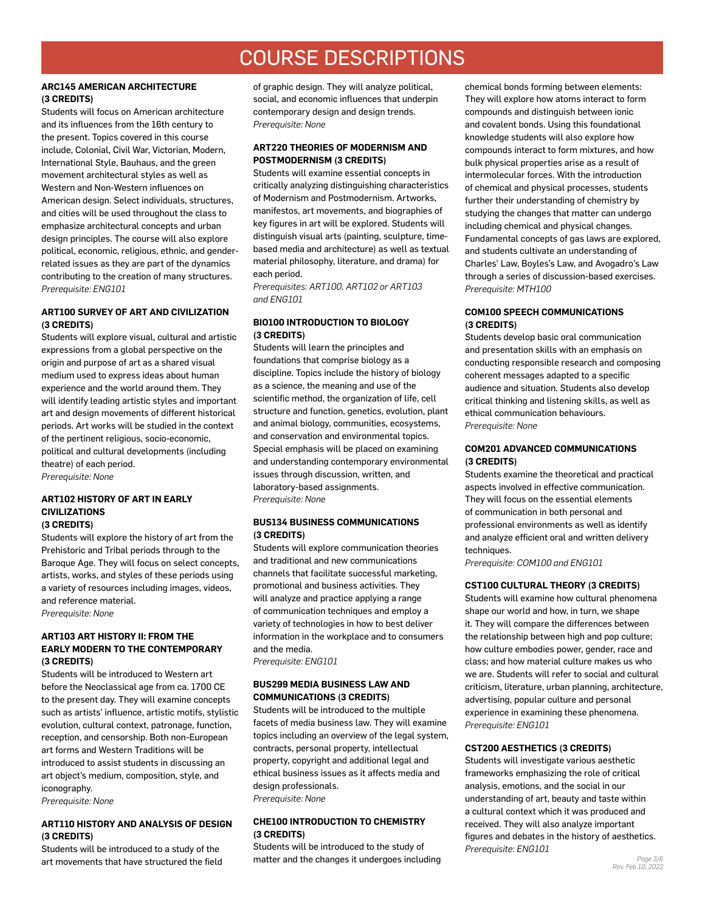# COURSE DESCRIPTIONS

### ARC145 AMERICAN ARCHITECTURE (3 CREDITS)

Students will focus on American architecture and its influences from the 16th century to the present. Topics covered in this course include, Colonial, Civil War, Victorian, Modern, International Style, Bauhaus, and the green movement architectural styles as well as Western and Non-Western influences on American design. Select individuals, structures, and cities will be used throughout the class to emphasize architectural concepts and urban design principles. The course will also explore political, economic, religious, ethnic, and gender-related issues as they are part of the dynamics contributing to the creation of many structures.
*Prerequisite: ENG101*

### ART100 SURVEY OF ART AND CIVILIZATION (3 CREDITS)

Students will explore visual, cultural and artistic expressions from a global perspective on the origin and purpose of art as a shared visual medium used to express ideas about human experience and the world around them. They will identify leading artistic styles and important art and design movements of different historical periods. Art works will be studied in the context of the pertinent religious, socio-economic, political and cultural developments (including theatre) of each period.
*Prerequisite: None*

### ART102 HISTORY OF ART IN EARLY CIVILIZATIONS (3 CREDITS)

Students will explore the history of art from the Prehistoric and Tribal periods through to the Baroque Age. They will focus on select concepts, artists, works, and styles of these periods using a variety of resources including images, videos, and reference material.
*Prerequisite: None*

### ART103 ART HISTORY II: FROM THE EARLY MODERN TO THE CONTEMPORARY (3 CREDITS)

Students will be introduced to Western art before the Neoclassical age from ca. 1700 CE to the present day. They will examine concepts such as artists' influence, artistic motifs, stylistic evolution, cultural context, patronage, function, reception, and censorship. Both non-European art forms and Western Traditions will be introduced to assist students in discussing an art object's medium, composition, style, and iconography.
*Prerequisite: None*

### ART110 HISTORY AND ANALYSIS OF DESIGN (3 CREDITS)

Students will be introduced to a study of the art movements that have structured the field of graphic design. They will analyze political, social, and economic influences that underpin contemporary design and design trends.
*Prerequisite: None*

### ART220 THEORIES OF MODERNISM AND POSTMODERNISM (3 CREDITS)

Students will examine essential concepts in critically analyzing distinguishing characteristics of Modernism and Postmodernism. Artworks, manifestos, art movements, and biographies of key figures in art will be explored. Students will distinguish visual arts (painting, sculpture, time-based media and architecture) as well as textual material philosophy, literature, and drama) for each period.
*Prerequisites: ART100, ART102 or ART103 and ENG101*

### BIO100 INTRODUCTION TO BIOLOGY (3 CREDITS)

Students will learn the principles and foundations that comprise biology as a discipline. Topics include the history of biology as a science, the meaning and use of the scientific method, the organization of life, cell structure and function, genetics, evolution, plant and animal biology, communities, ecosystems, and conservation and environmental topics. Special emphasis will be placed on examining and understanding contemporary environmental issues through discussion, written, and laboratory-based assignments.
*Prerequisite: None*

### BUS134 BUSINESS COMMUNICATIONS (3 CREDITS)

Students will explore communication theories and traditional and new communications channels that facilitate successful marketing, promotional and business activities. They will analyze and practice applying a range of communication techniques and employ a variety of technologies in how to best deliver information in the workplace and to consumers and the media.
*Prerequisite: ENG101*

### BUS299 MEDIA BUSINESS LAW AND COMMUNICATIONS (3 CREDITS)

Students will be introduced to the multiple facets of media business law. They will examine topics including an overview of the legal system, contracts, personal property, intellectual property, copyright and additional legal and ethical business issues as it affects media and design professionals.
*Prerequisite: None*

### CHE100 INTRODUCTION TO CHEMISTRY (3 CREDITS)

Students will be introduced to the study of matter and the changes it undergoes including chemical bonds forming between elements: They will explore how atoms interact to form compounds and distinguish between ionic and covalent bonds. Using this foundational knowledge students will also explore how compounds interact to form mixtures, and how bulk physical properties arise as a result of intermolecular forces. With the introduction of chemical and physical processes, students further their understanding of chemistry by studying the changes that matter can undergo including chemical and physical changes. Fundamental concepts of gas laws are explored, and students cultivate an understanding of Charles' Law, Boyles's Law, and Avogadro's Law through a series of discussion-based exercises.
*Prerequisite: MTH100*

### COM100 SPEECH COMMUNICATIONS (3 CREDITS)

Students develop basic oral communication and presentation skills with an emphasis on conducting responsible research and composing coherent messages adapted to a specific audience and situation. Students also develop critical thinking and listening skills, as well as ethical communication behaviours.
*Prerequisite: None*

### COM201 ADVANCED COMMUNICATIONS (3 CREDITS)

Students examine the theoretical and practical aspects involved in effective communication. They will focus on the essential elements of communication in both personal and professional environments as well as identify and analyze efficient oral and written delivery techniques.
*Prerequisite: COM100 and ENG101*

### CST100 CULTURAL THEORY (3 CREDITS)

Students will examine how cultural phenomena shape our world and how, in turn, we shape it. They will compare the differences between the relationship between high and pop culture; how culture embodies power, gender, race and class; and how material culture makes us who we are. Students will refer to social and cultural criticism, literature, urban planning, architecture, advertising, popular culture and personal experience in examining these phenomena.
*Prerequisite: ENG101*

### CST200 AESTHETICS (3 CREDITS)

Students will investigate various aesthetic frameworks emphasizing the role of critical analysis, emotions, and the social in our understanding of art, beauty and taste within a cultural context which it was produced and received. They will also analyze important figures and debates in the history of aesthetics.
*Prerequisite: ENG101*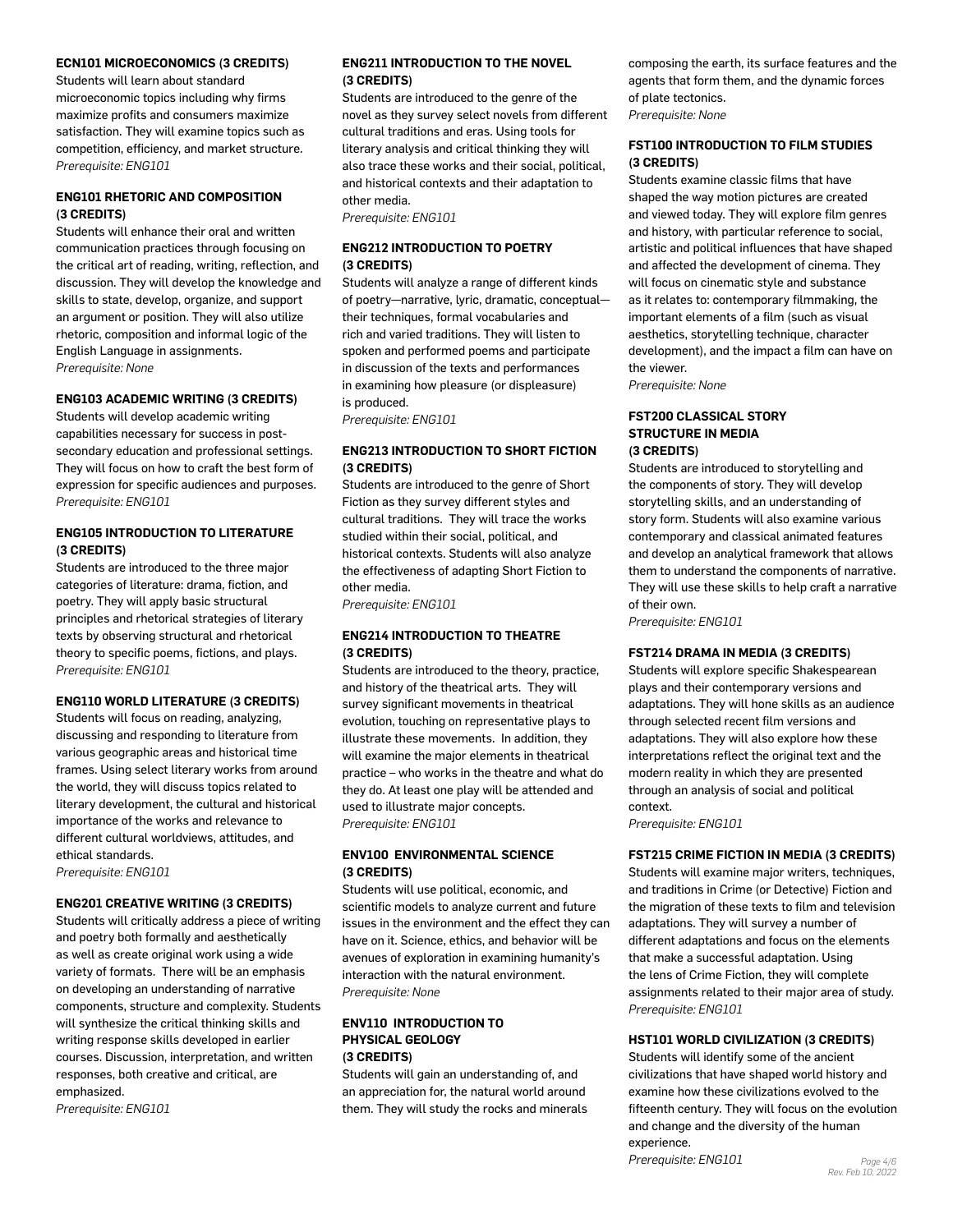### ECN101 MICROECONOMICS (3 CREDITS)

Students will learn about standard microeconomic topics including why firms maximize profits and consumers maximize satisfaction. They will examine topics such as competition, efficiency, and market structure.
*Prerequisite: ENG101*

### ENG101 RHETORIC AND COMPOSITION (3 CREDITS)

Students will enhance their oral and written communication practices through focusing on the critical art of reading, writing, reflection, and discussion. They will develop the knowledge and skills to state, develop, organize, and support an argument or position. They will also utilize rhetoric, composition and informal logic of the English Language in assignments.
*Prerequisite: None*

### ENG103 ACADEMIC WRITING (3 CREDITS)

Students will develop academic writing capabilities necessary for success in post-secondary education and professional settings. They will focus on how to craft the best form of expression for specific audiences and purposes.
*Prerequisite: ENG101*

### ENG105 INTRODUCTION TO LITERATURE (3 CREDITS)

Students are introduced to the three major categories of literature: drama, fiction, and poetry. They will apply basic structural principles and rhetorical strategies of literary texts by observing structural and rhetorical theory to specific poems, fictions, and plays.
*Prerequisite: ENG101*

### ENG110 WORLD LITERATURE (3 CREDITS)

Students will focus on reading, analyzing, discussing and responding to literature from various geographic areas and historical time frames. Using select literary works from around the world, they will discuss topics related to literary development, the cultural and historical importance of the works and relevance to different cultural worldviews, attitudes, and ethical standards.
*Prerequisite: ENG101*

### ENG201 CREATIVE WRITING (3 CREDITS)

Students will critically address a piece of writing and poetry both formally and aesthetically as well as create original work using a wide variety of formats. There will be an emphasis on developing an understanding of narrative components, structure and complexity. Students will synthesize the critical thinking skills and writing response skills developed in earlier courses. Discussion, interpretation, and written responses, both creative and critical, are emphasized.
*Prerequisite: ENG101*

### ENG211 INTRODUCTION TO THE NOVEL (3 CREDITS)

Students are introduced to the genre of the novel as they survey select novels from different cultural traditions and eras. Using tools for literary analysis and critical thinking they will also trace these works and their social, political, and historical contexts and their adaptation to other media.
*Prerequisite: ENG101*

### ENG212 INTRODUCTION TO POETRY (3 CREDITS)

Students will analyze a range of different kinds of poetry—narrative, lyric, dramatic, conceptual—their techniques, formal vocabularies and rich and varied traditions. They will listen to spoken and performed poems and participate in discussion of the texts and performances in examining how pleasure (or displeasure) is produced.
*Prerequisite: ENG101*

### ENG213 INTRODUCTION TO SHORT FICTION (3 CREDITS)

Students are introduced to the genre of Short Fiction as they survey different styles and cultural traditions. They will trace the works studied within their social, political, and historical contexts. Students will also analyze the effectiveness of adapting Short Fiction to other media.
*Prerequisite: ENG101*

### ENG214 INTRODUCTION TO THEATRE (3 CREDITS)

Students are introduced to the theory, practice, and history of the theatrical arts. They will survey significant movements in theatrical evolution, touching on representative plays to illustrate these movements. In addition, they will examine the major elements in theatrical practice – who works in the theatre and what do they do. At least one play will be attended and used to illustrate major concepts.
*Prerequisite: ENG101*

### ENV100 ENVIRONMENTAL SCIENCE (3 CREDITS)

Students will use political, economic, and scientific models to analyze current and future issues in the environment and the effect they can have on it. Science, ethics, and behavior will be avenues of exploration in examining humanity's interaction with the natural environment.
*Prerequisite: None*

### ENV110 INTRODUCTION TO PHYSICAL GEOLOGY (3 CREDITS)

Students will gain an understanding of, and an appreciation for, the natural world around them. They will study the rocks and minerals composing the earth, its surface features and the agents that form them, and the dynamic forces of plate tectonics.
*Prerequisite: None*

### FST100 INTRODUCTION TO FILM STUDIES (3 CREDITS)

Students examine classic films that have shaped the way motion pictures are created and viewed today. They will explore film genres and history, with particular reference to social, artistic and political influences that have shaped and affected the development of cinema. They will focus on cinematic style and substance as it relates to: contemporary filmmaking, the important elements of a film (such as visual aesthetics, storytelling technique, character development), and the impact a film can have on the viewer.
*Prerequisite: None*

### FST200 CLASSICAL STORY STRUCTURE IN MEDIA (3 CREDITS)

Students are introduced to storytelling and the components of story. They will develop storytelling skills, and an understanding of story form. Students will also examine various contemporary and classical animated features and develop an analytical framework that allows them to understand the components of narrative. They will use these skills to help craft a narrative of their own.
*Prerequisite: ENG101*

### FST214 DRAMA IN MEDIA (3 CREDITS)

Students will explore specific Shakespearean plays and their contemporary versions and adaptations. They will hone skills as an audience through selected recent film versions and adaptations. They will also explore how these interpretations reflect the original text and the modern reality in which they are presented through an analysis of social and political context.
*Prerequisite: ENG101*

### FST215 CRIME FICTION IN MEDIA (3 CREDITS)

Students will examine major writers, techniques, and traditions in Crime (or Detective) Fiction and the migration of these texts to film and television adaptations. They will survey a number of different adaptations and focus on the elements that make a successful adaptation. Using the lens of Crime Fiction, they will complete assignments related to their major area of study.
*Prerequisite: ENG101*

### HST101 WORLD CIVILIZATION (3 CREDITS)

Students will identify some of the ancient civilizations that have shaped world history and examine how these civilizations evolved to the fifteenth century. They will focus on the evolution and change and the diversity of the human experience.
*Prerequisite: ENG101*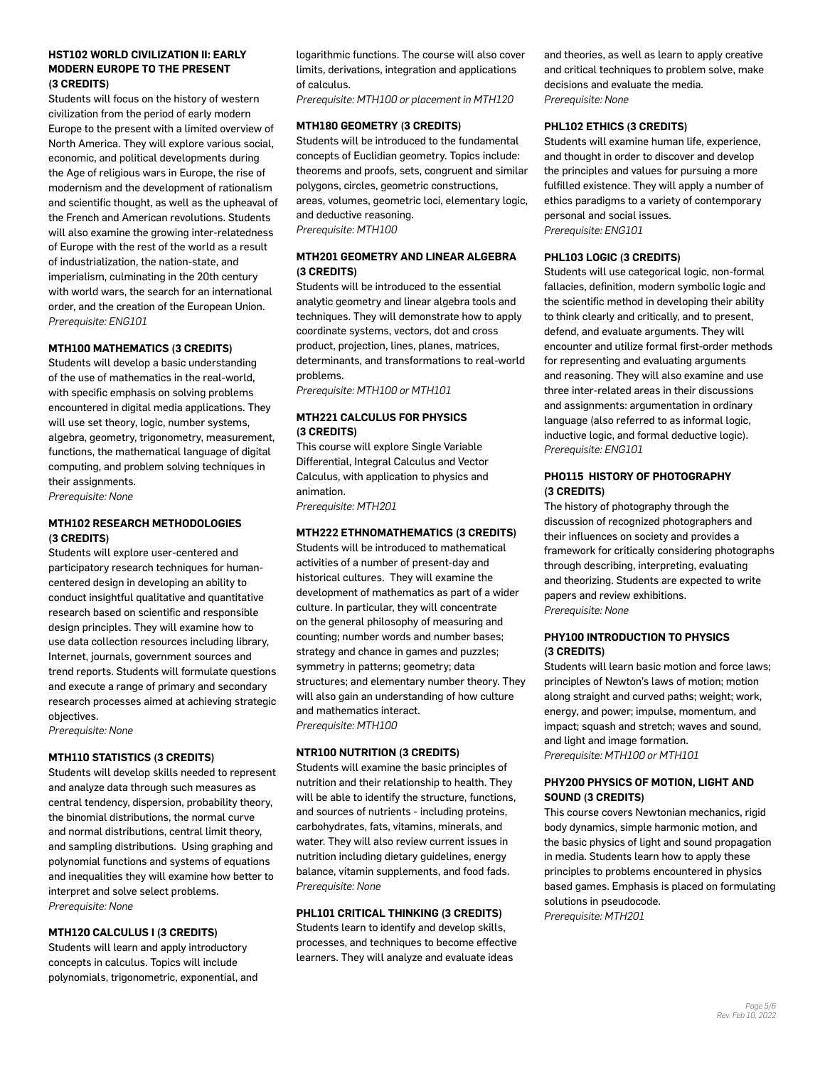### HST102 WORLD CIVILIZATION II: EARLY MODERN EUROPE TO THE PRESENT (3 CREDITS)

Students will focus on the history of western civilization from the period of early modern Europe to the present with a limited overview of North America. They will explore various social, economic, and political developments during the Age of religious wars in Europe, the rise of modernism and the development of rationalism and scientific thought, as well as the upheaval of the French and American revolutions. Students will also examine the growing inter-relatedness of Europe with the rest of the world as a result of industrialization, the nation-state, and imperialism, culminating in the 20th century with world wars, the search for an international order, and the creation of the European Union.
*Prerequisite: ENG101*

### MTH100 MATHEMATICS (3 CREDITS)

Students will develop a basic understanding of the use of mathematics in the real-world, with specific emphasis on solving problems encountered in digital media applications. They will use set theory, logic, number systems, algebra, geometry, trigonometry, measurement, functions, the mathematical language of digital computing, and problem solving techniques in their assignments.
*Prerequisite: None*

### MTH102 RESEARCH METHODOLOGIES (3 CREDITS)

Students will explore user-centered and participatory research techniques for human-centered design in developing an ability to conduct insightful qualitative and quantitative research based on scientific and responsible design principles. They will examine how to use data collection resources including library, Internet, journals, government sources and trend reports. Students will formulate questions and execute a range of primary and secondary research processes aimed at achieving strategic objectives.
*Prerequisite: None*

### MTH110 STATISTICS (3 CREDITS)

Students will develop skills needed to represent and analyze data through such measures as central tendency, dispersion, probability theory, the binomial distributions, the normal curve and normal distributions, central limit theory, and sampling distributions. Using graphing and polynomial functions and systems of equations and inequalities they will examine how better to interpret and solve select problems.
*Prerequisite: None*

### MTH120 CALCULUS I (3 CREDITS)

Students will learn and apply introductory concepts in calculus. Topics will include polynomials, trigonometric, exponential, and logarithmic functions. The course will also cover limits, derivations, integration and applications of calculus.
*Prerequisite: MTH100 or placement in MTH120*

### MTH180 GEOMETRY (3 CREDITS)

Students will be introduced to the fundamental concepts of Euclidian geometry. Topics include: theorems and proofs, sets, congruent and similar polygons, circles, geometric constructions, areas, volumes, geometric loci, elementary logic, and deductive reasoning.
*Prerequisite: MTH100*

### MTH201 GEOMETRY AND LINEAR ALGEBRA (3 CREDITS)

Students will be introduced to the essential analytic geometry and linear algebra tools and techniques. They will demonstrate how to apply coordinate systems, vectors, dot and cross product, projection, lines, planes, matrices, determinants, and transformations to real-world problems.
*Prerequisite: MTH100 or MTH101*

### MTH221 CALCULUS FOR PHYSICS (3 CREDITS)

This course will explore Single Variable Differential, Integral Calculus and Vector Calculus, with application to physics and animation.
*Prerequisite: MTH201*

### MTH222 ETHNOMATHEMATICS (3 CREDITS)

Students will be introduced to mathematical activities of a number of present-day and historical cultures. They will examine the development of mathematics as part of a wider culture. In particular, they will concentrate on the general philosophy of measuring and counting; number words and number bases; strategy and chance in games and puzzles; symmetry in patterns; geometry; data structures; and elementary number theory. They will also gain an understanding of how culture and mathematics interact.
*Prerequisite: MTH100*

### NTR100 NUTRITION (3 CREDITS)

Students will examine the basic principles of nutrition and their relationship to health. They will be able to identify the structure, functions, and sources of nutrients - including proteins, carbohydrates, fats, vitamins, minerals, and water. They will also review current issues in nutrition including dietary guidelines, energy balance, vitamin supplements, and food fads.
*Prerequisite: None*

### PHL101 CRITICAL THINKING (3 CREDITS)

Students learn to identify and develop skills, processes, and techniques to become effective learners. They will analyze and evaluate ideas and theories, as well as learn to apply creative and critical techniques to problem solve, make decisions and evaluate the media.
*Prerequisite: None*

### PHL102 ETHICS (3 CREDITS)

Students will examine human life, experience, and thought in order to discover and develop the principles and values for pursuing a more fulfilled existence. They will apply a number of ethics paradigms to a variety of contemporary personal and social issues.
*Prerequisite: ENG101*

### PHL103 LOGIC (3 CREDITS)

Students will use categorical logic, non-formal fallacies, definition, modern symbolic logic and the scientific method in developing their ability to think clearly and critically, and to present, defend, and evaluate arguments. They will encounter and utilize formal first-order methods for representing and evaluating arguments and reasoning. They will also examine and use three inter-related areas in their discussions and assignments: argumentation in ordinary language (also referred to as informal logic, inductive logic, and formal deductive logic).
*Prerequisite: ENG101*

### PHO115 HISTORY OF PHOTOGRAPHY (3 CREDITS)

The history of photography through the discussion of recognized photographers and their influences on society and provides a framework for critically considering photographs through describing, interpreting, evaluating and theorizing. Students are expected to write papers and review exhibitions.
*Prerequisite: None*

### PHY100 INTRODUCTION TO PHYSICS (3 CREDITS)

Students will learn basic motion and force laws; principles of Newton's laws of motion; motion along straight and curved paths; weight; work, energy, and power; impulse, momentum, and impact; squash and stretch; waves and sound, and light and image formation.
*Prerequisite: MTH100 or MTH101*

### PHY200 PHYSICS OF MOTION, LIGHT AND SOUND (3 CREDITS)

This course covers Newtonian mechanics, rigid body dynamics, simple harmonic motion, and the basic physics of light and sound propagation in media. Students learn how to apply these principles to problems encountered in physics based games. Emphasis is placed on formulating solutions in pseudocode.
*Prerequisite: MTH201*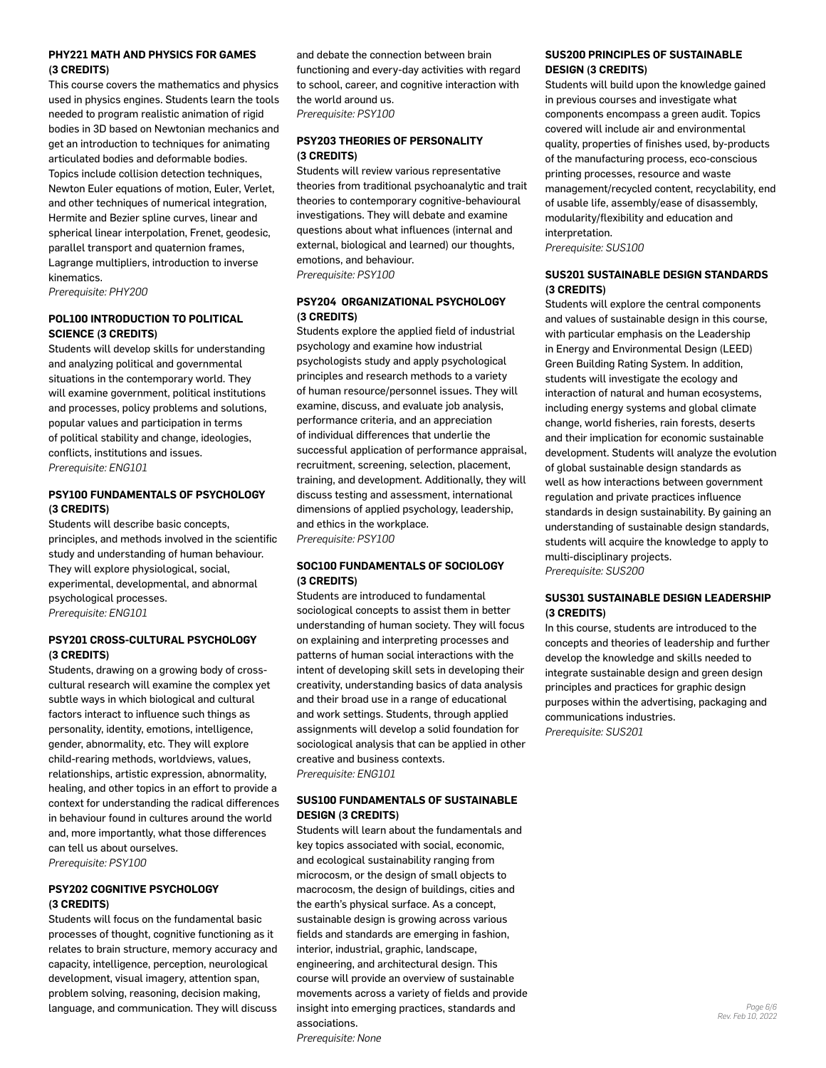### PHY221 MATH AND PHYSICS FOR GAMES (3 CREDITS)

This course covers the mathematics and physics used in physics engines. Students learn the tools needed to program realistic animation of rigid bodies in 3D based on Newtonian mechanics and get an introduction to techniques for animating articulated bodies and deformable bodies. Topics include collision detection techniques, Newton Euler equations of motion, Euler, Verlet, and other techniques of numerical integration, Hermite and Bezier spline curves, linear and spherical linear interpolation, Frenet, geodesic, parallel transport and quaternion frames, Lagrange multipliers, introduction to inverse kinematics.

*Prerequisite: PHY200*

### POL100 INTRODUCTION TO POLITICAL SCIENCE (3 CREDITS)

Students will develop skills for understanding and analyzing political and governmental situations in the contemporary world. They will examine government, political institutions and processes, policy problems and solutions, popular values and participation in terms of political stability and change, ideologies, conflicts, institutions and issues.

*Prerequisite: ENG101*

### PSY100 FUNDAMENTALS OF PSYCHOLOGY (3 CREDITS)

Students will describe basic concepts, principles, and methods involved in the scientific study and understanding of human behaviour. They will explore physiological, social, experimental, developmental, and abnormal psychological processes.

*Prerequisite: ENG101*

### PSY201 CROSS-CULTURAL PSYCHOLOGY (3 CREDITS)

Students, drawing on a growing body of cross-cultural research will examine the complex yet subtle ways in which biological and cultural factors interact to influence such things as personality, identity, emotions, intelligence, gender, abnormality, etc. They will explore child-rearing methods, worldviews, values, relationships, artistic expression, abnormality, healing, and other topics in an effort to provide a context for understanding the radical differences in behaviour found in cultures around the world and, more importantly, what those differences can tell us about ourselves.

*Prerequisite: PSY100*

### PSY202 COGNITIVE PSYCHOLOGY (3 CREDITS)

Students will focus on the fundamental basic processes of thought, cognitive functioning as it relates to brain structure, memory accuracy and capacity, intelligence, perception, neurological development, visual imagery, attention span, problem solving, reasoning, decision making, language, and communication. They will discuss and debate the connection between brain functioning and every-day activities with regard to school, career, and cognitive interaction with the world around us.

*Prerequisite: PSY100*

### PSY203 THEORIES OF PERSONALITY (3 CREDITS)

Students will review various representative theories from traditional psychoanalytic and trait theories to contemporary cognitive-behavioural investigations. They will debate and examine questions about what influences (internal and external, biological and learned) our thoughts, emotions, and behaviour.

*Prerequisite: PSY100*

### PSY204 ORGANIZATIONAL PSYCHOLOGY (3 CREDITS)

Students explore the applied field of industrial psychology and examine how industrial psychologists study and apply psychological principles and research methods to a variety of human resource/personnel issues. They will examine, discuss, and evaluate job analysis, performance criteria, and an appreciation of individual differences that underlie the successful application of performance appraisal, recruitment, screening, selection, placement, training, and development. Additionally, they will discuss testing and assessment, international dimensions of applied psychology, leadership, and ethics in the workplace.

*Prerequisite: PSY100*

### SOC100 FUNDAMENTALS OF SOCIOLOGY (3 CREDITS)

Students are introduced to fundamental sociological concepts to assist them in better understanding of human society. They will focus on explaining and interpreting processes and patterns of human social interactions with the intent of developing skill sets in developing their creativity, understanding basics of data analysis and their broad use in a range of educational and work settings. Students, through applied assignments will develop a solid foundation for sociological analysis that can be applied in other creative and business contexts.

*Prerequisite: ENG101*

### SUS100 FUNDAMENTALS OF SUSTAINABLE DESIGN (3 CREDITS)

Students will learn about the fundamentals and key topics associated with social, economic, and ecological sustainability ranging from microcosm, or the design of small objects to macrocosm, the design of buildings, cities and the earth's physical surface. As a concept, sustainable design is growing across various fields and standards are emerging in fashion, interior, industrial, graphic, landscape, engineering, and architectural design. This course will provide an overview of sustainable movements across a variety of fields and provide insight into emerging practices, standards and associations.

*Prerequisite: None*

### SUS200 PRINCIPLES OF SUSTAINABLE DESIGN (3 CREDITS)

Students will build upon the knowledge gained in previous courses and investigate what components encompass a green audit. Topics covered will include air and environmental quality, properties of finishes used, by-products of the manufacturing process, eco-conscious printing processes, resource and waste management/recycled content, recyclability, end of usable life, assembly/ease of disassembly, modularity/flexibility and education and interpretation.

*Prerequisite: SUS100*

### SUS201 SUSTAINABLE DESIGN STANDARDS (3 CREDITS)

Students will explore the central components and values of sustainable design in this course, with particular emphasis on the Leadership in Energy and Environmental Design (LEED) Green Building Rating System. In addition, students will investigate the ecology and interaction of natural and human ecosystems, including energy systems and global climate change, world fisheries, rain forests, deserts and their implication for economic sustainable development. Students will analyze the evolution of global sustainable design standards as well as how interactions between government regulation and private practices influence standards in design sustainability. By gaining an understanding of sustainable design standards, students will acquire the knowledge to apply to multi-disciplinary projects.

*Prerequisite: SUS200*

### SUS301 SUSTAINABLE DESIGN LEADERSHIP (3 CREDITS)

In this course, students are introduced to the concepts and theories of leadership and further develop the knowledge and skills needed to integrate sustainable design and green design principles and practices for graphic design purposes within the advertising, packaging and communications industries.

*Prerequisite: SUS201*

*Rev. Feb 10, 2022*